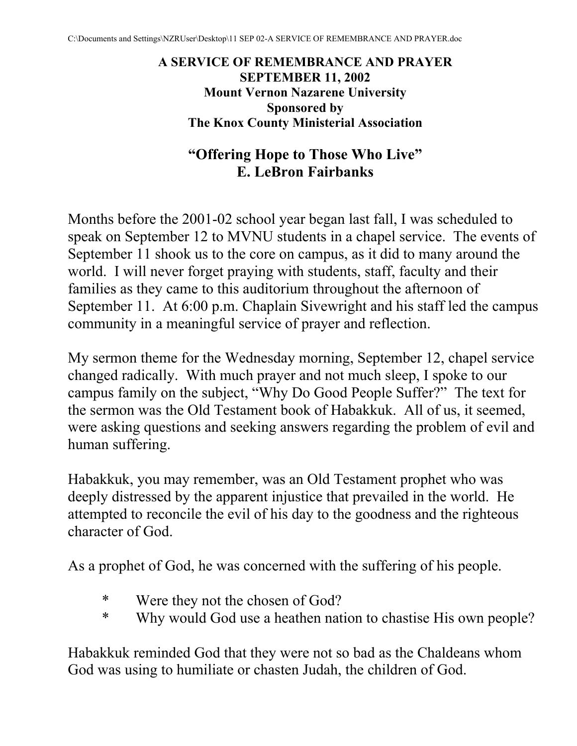**A SERVICE OF REMEMBRANCE AND PRAYER**
**SEPTEMBER 11, 2002**
**Mount Vernon Nazarene University**
**Sponsored by**
**The Knox County Ministerial Association**

# "Offering Hope to Those Who Live"
## E. LeBron Fairbanks

Months before the 2001-02 school year began last fall, I was scheduled to speak on September 12 to MVNU students in a chapel service. The events of September 11 shook us to the core on campus, as it did to many around the world. I will never forget praying with students, staff, faculty and their families as they came to this auditorium throughout the afternoon of September 11. At 6:00 p.m. Chaplain Sivewright and his staff led the campus community in a meaningful service of prayer and reflection.

My sermon theme for the Wednesday morning, September 12, chapel service changed radically. With much prayer and not much sleep, I spoke to our campus family on the subject, "Why Do Good People Suffer?" The text for the sermon was the Old Testament book of Habakkuk. All of us, it seemed, were asking questions and seeking answers regarding the problem of evil and human suffering.

Habakkuk, you may remember, was an Old Testament prophet who was deeply distressed by the apparent injustice that prevailed in the world. He attempted to reconcile the evil of his day to the goodness and the righteous character of God.

As a prophet of God, he was concerned with the suffering of his people.

- Were they not the chosen of God?
- Why would God use a heathen nation to chastise His own people?

Habakkuk reminded God that they were not so bad as the Chaldeans whom God was using to humiliate or chasten Judah, the children of God.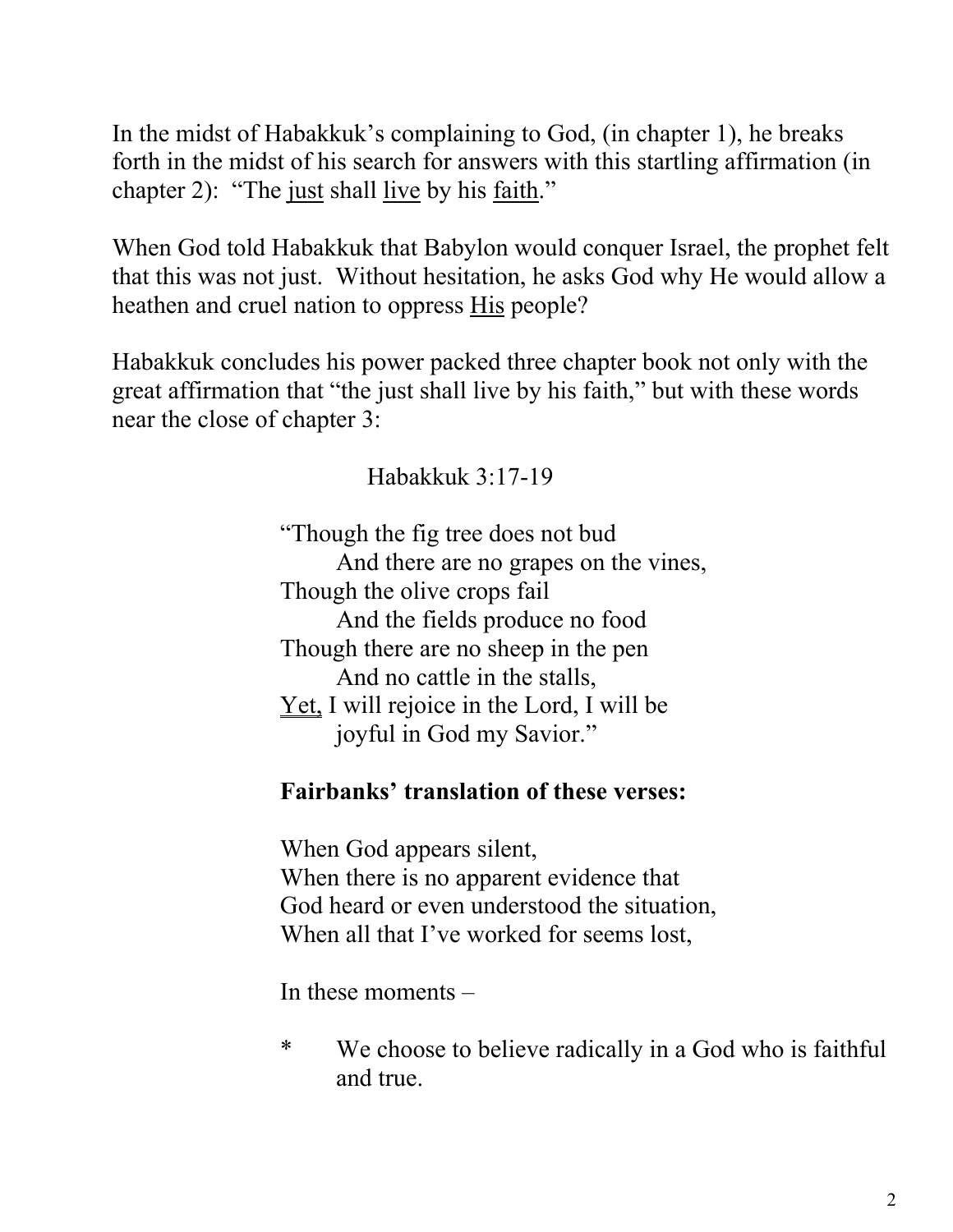In the midst of Habakkuk's complaining to God, (in chapter 1), he breaks forth in the midst of his search for answers with this startling affirmation (in chapter 2): "The <u>just</u> shall <u>live</u> by his <u>faith</u>."

When God told Habakkuk that Babylon would conquer Israel, the prophet felt that this was not just. Without hesitation, he asks God why He would allow a heathen and cruel nation to oppress <u>His</u> people?

Habakkuk concludes his power packed three chapter book not only with the great affirmation that "the just shall live by his faith," but with these words near the close of chapter 3:

Habakkuk 3:17-19

> "Though the fig tree does not bud
> &nbsp;&nbsp;&nbsp;&nbsp;And there are no grapes on the vines,
> Though the olive crops fail
> &nbsp;&nbsp;&nbsp;&nbsp;And the fields produce no food
> Though there are no sheep in the pen
> &nbsp;&nbsp;&nbsp;&nbsp;And no cattle in the stalls,
> <u>Yet,</u> I will rejoice in the Lord, I will be
> &nbsp;&nbsp;&nbsp;&nbsp;joyful in God my Savior."

**Fairbanks' translation of these verses:**

When God appears silent,
When there is no apparent evidence that
God heard or even understood the situation,
When all that I've worked for seems lost,

In these moments –

* We choose to believe radically in a God who is faithful and true.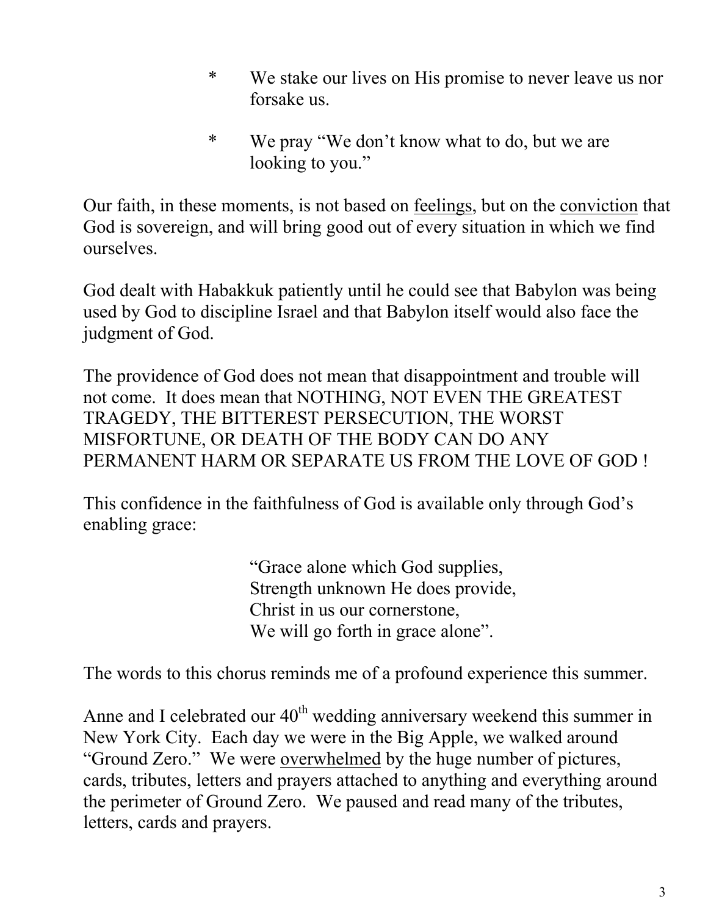* We stake our lives on His promise to never leave us nor forsake us.

* We pray "We don't know what to do, but we are looking to you."

Our faith, in these moments, is not based on <u>feelings</u>, but on the <u>conviction</u> that God is sovereign, and will bring good out of every situation in which we find ourselves.

God dealt with Habakkuk patiently until he could see that Babylon was being used by God to discipline Israel and that Babylon itself would also face the judgment of God.

The providence of God does not mean that disappointment and trouble will not come. It does mean that NOTHING, NOT EVEN THE GREATEST TRAGEDY, THE BITTEREST PERSECUTION, THE WORST MISFORTUNE, OR DEATH OF THE BODY CAN DO ANY PERMANENT HARM OR SEPARATE US FROM THE LOVE OF GOD !

This confidence in the faithfulness of God is available only through God's enabling grace:

> "Grace alone which God supplies,
> Strength unknown He does provide,
> Christ in us our cornerstone,
> We will go forth in grace alone".

The words to this chorus reminds me of a profound experience this summer.

Anne and I celebrated our 40th wedding anniversary weekend this summer in New York City. Each day we were in the Big Apple, we walked around "Ground Zero." We were <u>overwhelmed</u> by the huge number of pictures, cards, tributes, letters and prayers attached to anything and everything around the perimeter of Ground Zero. We paused and read many of the tributes, letters, cards and prayers.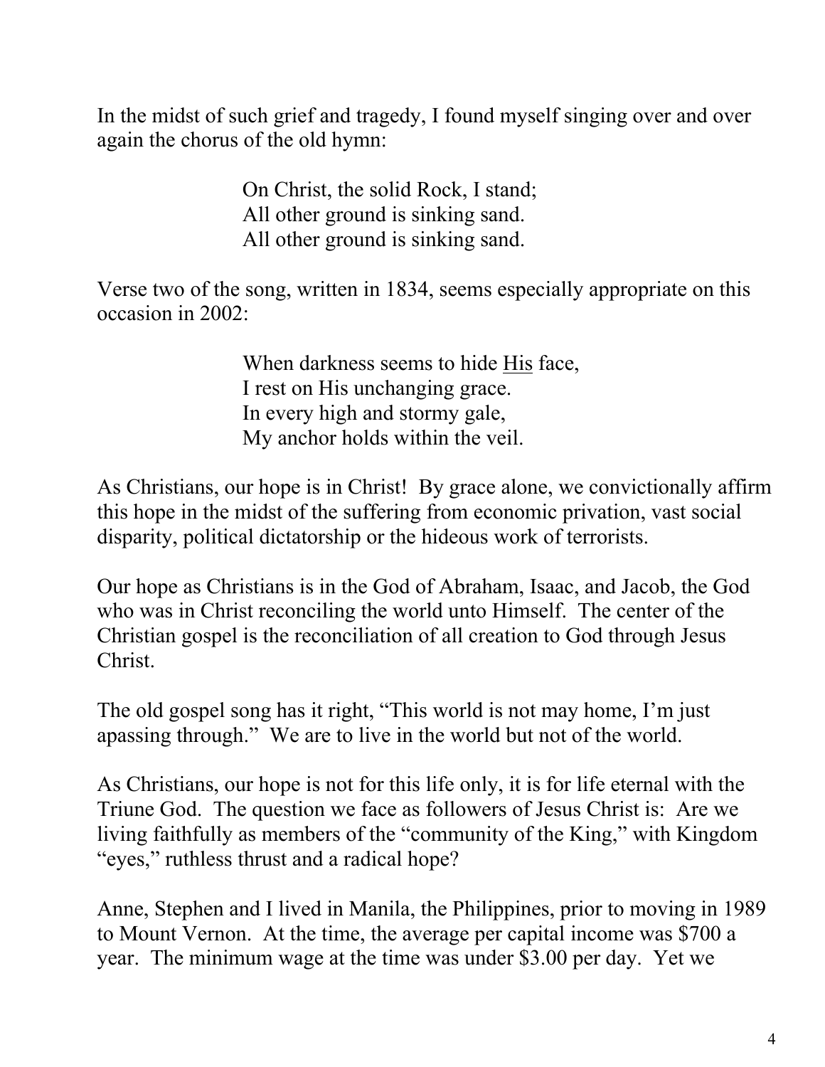In the midst of such grief and tragedy, I found myself singing over and over again the chorus of the old hymn:

> On Christ, the solid Rock, I stand;
> All other ground is sinking sand.
> All other ground is sinking sand.

Verse two of the song, written in 1834, seems especially appropriate on this occasion in 2002:

> When darkness seems to hide <u>His</u> face,
> I rest on His unchanging grace.
> In every high and stormy gale,
> My anchor holds within the veil.

As Christians, our hope is in Christ! By grace alone, we convictionally affirm this hope in the midst of the suffering from economic privation, vast social disparity, political dictatorship or the hideous work of terrorists.

Our hope as Christians is in the God of Abraham, Isaac, and Jacob, the God who was in Christ reconciling the world unto Himself. The center of the Christian gospel is the reconciliation of all creation to God through Jesus Christ.

The old gospel song has it right, "This world is not may home, I'm just apassing through." We are to live in the world but not of the world.

As Christians, our hope is not for this life only, it is for life eternal with the Triune God. The question we face as followers of Jesus Christ is: Are we living faithfully as members of the "community of the King," with Kingdom "eyes," ruthless thrust and a radical hope?

Anne, Stephen and I lived in Manila, the Philippines, prior to moving in 1989 to Mount Vernon. At the time, the average per capital income was $700 a year. The minimum wage at the time was under $3.00 per day. Yet we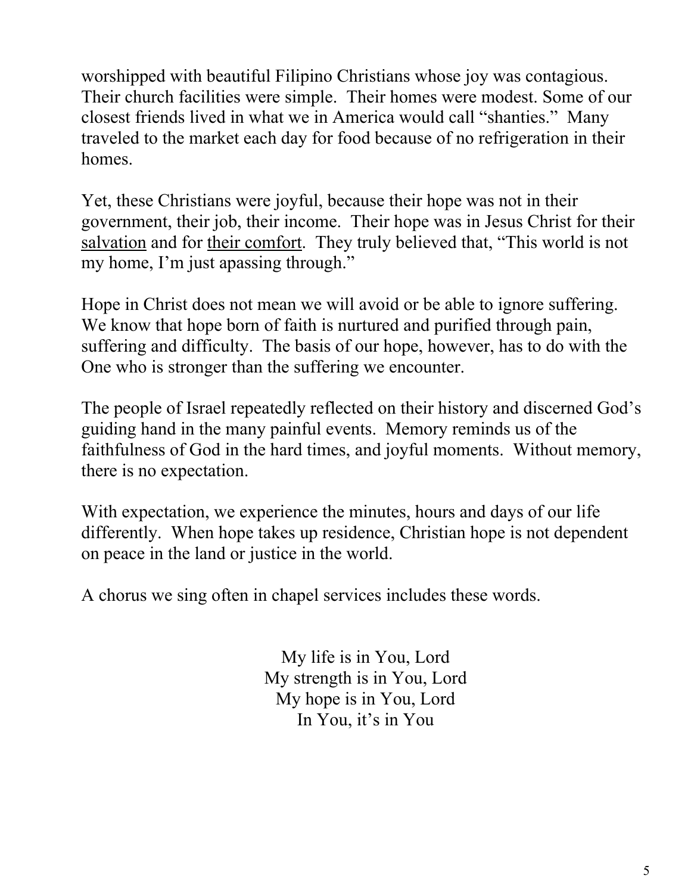worshipped with beautiful Filipino Christians whose joy was contagious. Their church facilities were simple. Their homes were modest. Some of our closest friends lived in what we in America would call "shanties." Many traveled to the market each day for food because of no refrigeration in their homes.

Yet, these Christians were joyful, because their hope was not in their government, their job, their income. Their hope was in Jesus Christ for their <u>salvation</u> and for <u>their comfort</u>. They truly believed that, "This world is not my home, I'm just apassing through."

Hope in Christ does not mean we will avoid or be able to ignore suffering. We know that hope born of faith is nurtured and purified through pain, suffering and difficulty. The basis of our hope, however, has to do with the One who is stronger than the suffering we encounter.

The people of Israel repeatedly reflected on their history and discerned God's guiding hand in the many painful events. Memory reminds us of the faithfulness of God in the hard times, and joyful moments. Without memory, there is no expectation.

With expectation, we experience the minutes, hours and days of our life differently. When hope takes up residence, Christian hope is not dependent on peace in the land or justice in the world.

A chorus we sing often in chapel services includes these words.

My life is in You, Lord  
My strength is in You, Lord  
My hope is in You, Lord  
In You, it's in You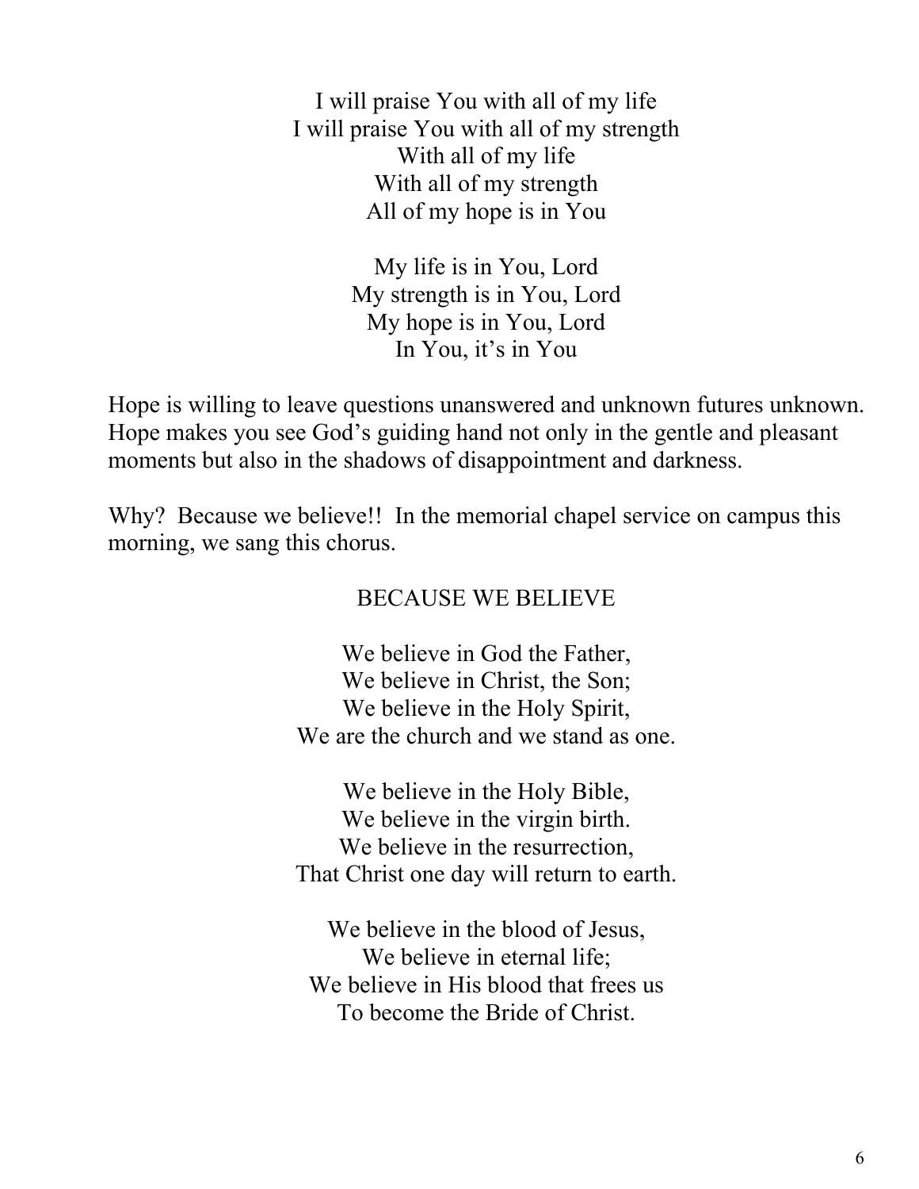I will praise You with all of my life  
I will praise You with all of my strength  
With all of my life  
With all of my strength  
All of my hope is in You

My life is in You, Lord  
My strength is in You, Lord  
My hope is in You, Lord  
In You, it's in You

Hope is willing to leave questions unanswered and unknown futures unknown. Hope makes you see God's guiding hand not only in the gentle and pleasant moments but also in the shadows of disappointment and darkness.

Why? Because we believe!! In the memorial chapel service on campus this morning, we sang this chorus.

BECAUSE WE BELIEVE

We believe in God the Father,  
We believe in Christ, the Son;  
We believe in the Holy Spirit,  
We are the church and we stand as one.

We believe in the Holy Bible,  
We believe in the virgin birth.  
We believe in the resurrection,  
That Christ one day will return to earth.

We believe in the blood of Jesus,  
We believe in eternal life;  
We believe in His blood that frees us  
To become the Bride of Christ.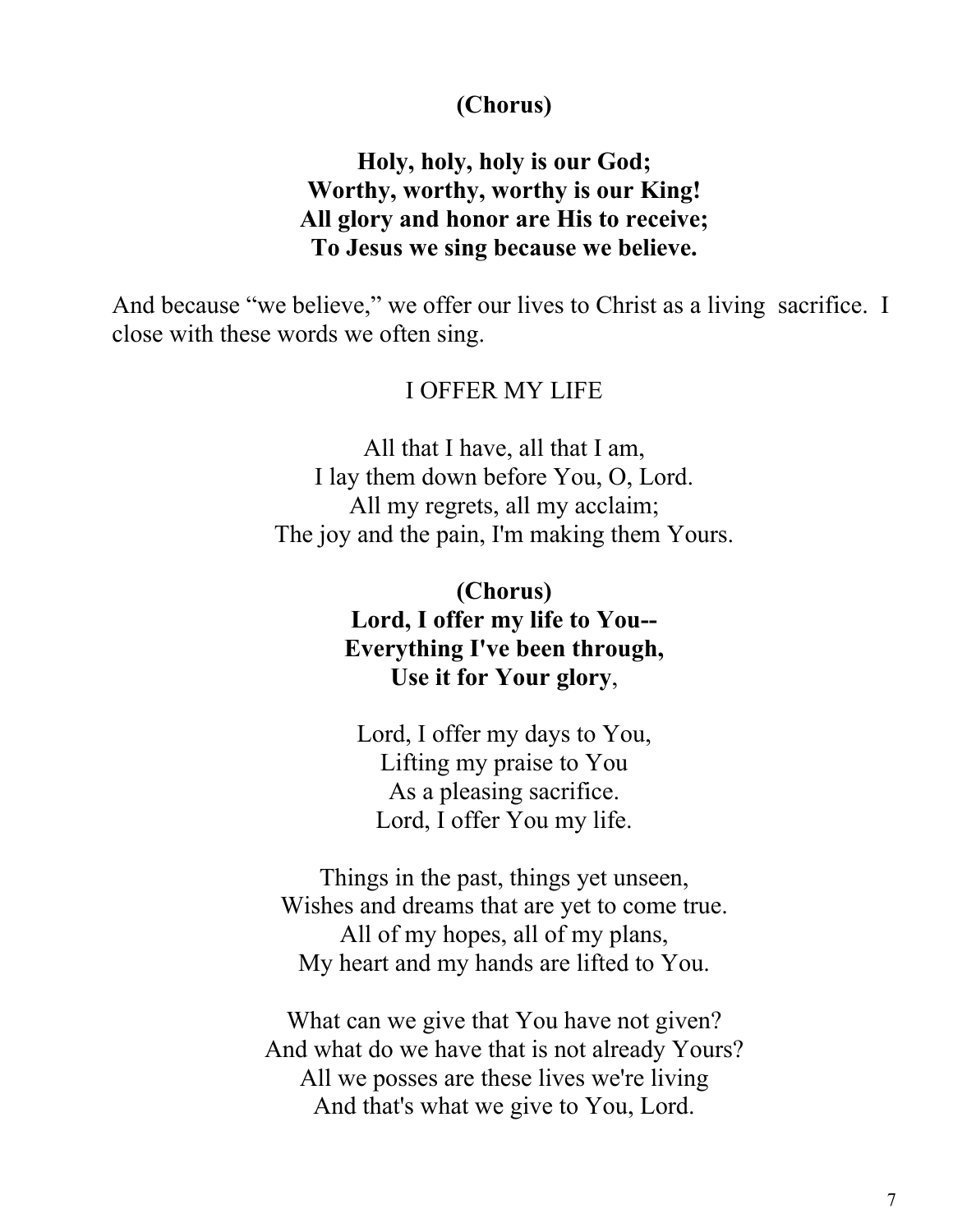**(Chorus)**

**Holy, holy, holy is our God;**
**Worthy, worthy, worthy is our King!**
**All glory and honor are His to receive;**
**To Jesus we sing because we believe.**

And because "we believe," we offer our lives to Christ as a living sacrifice. I close with these words we often sing.

I OFFER MY LIFE

All that I have, all that I am,
I lay them down before You, O, Lord.
All my regrets, all my acclaim;
The joy and the pain, I'm making them Yours.

**(Chorus)**
**Lord, I offer my life to You--**
**Everything I've been through,**
**Use it for Your glory**,

Lord, I offer my days to You,
Lifting my praise to You
As a pleasing sacrifice.
Lord, I offer You my life.

Things in the past, things yet unseen,
Wishes and dreams that are yet to come true.
All of my hopes, all of my plans,
My heart and my hands are lifted to You.

What can we give that You have not given?
And what do we have that is not already Yours?
All we posses are these lives we're living
And that's what we give to You, Lord.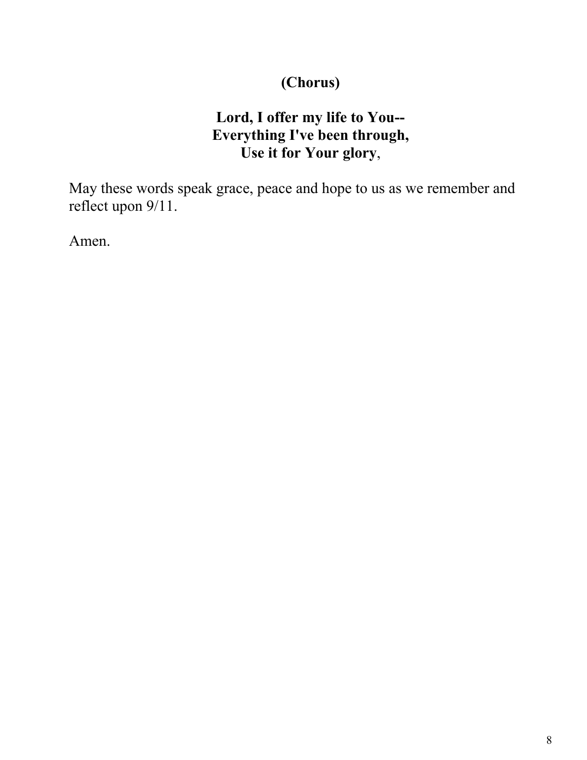**(Chorus)**

**Lord, I offer my life to You--**
**Everything I've been through,**
**Use it for Your glory**,

May these words speak grace, peace and hope to us as we remember and reflect upon 9/11.

Amen.